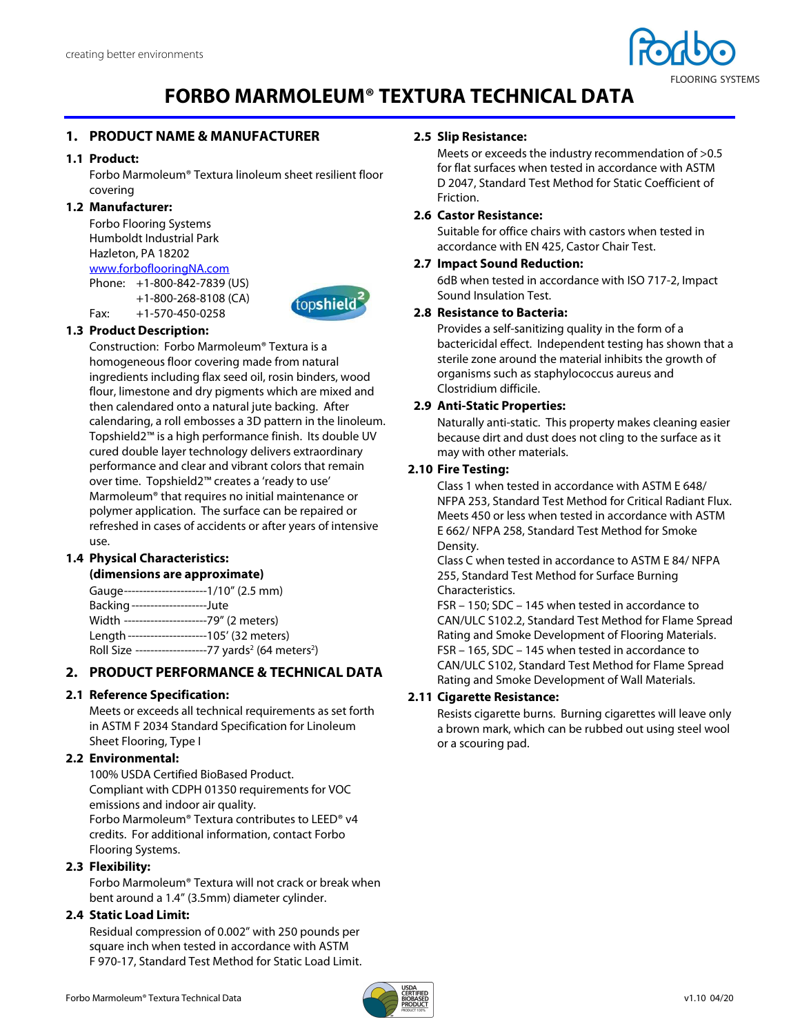creating better environments

# FORBO MARMOLEUM® TEXTURA TECHNICAL DATA

## 1. PRODUCT NAME & MANUFACTURER

### 1.1 Product:

Forbo Marmoleum® Textura linoleum sheet resilient floor covering

### 1.2 Manufacturer:

Forbo Flooring Systems
Humboldt Industrial Park
Hazleton, PA 18202
www.forboflooringNA.com
Phone: +1-800-842-7839 (US)
+1-800-268-8108 (CA)
Fax: +1-570-450-0258

### 1.3 Product Description:

Construction: Forbo Marmoleum® Textura is a homogeneous floor covering made from natural ingredients including flax seed oil, rosin binders, wood flour, limestone and dry pigments which are mixed and then calendared onto a natural jute backing. After calendaring, a roll embosses a 3D pattern in the linoleum. Topshield2™ is a high performance finish. Its double UV cured double layer technology delivers extraordinary performance and clear and vibrant colors that remain over time. Topshield2™ creates a 'ready to use' Marmoleum® that requires no initial maintenance or polymer application. The surface can be repaired or refreshed in cases of accidents or after years of intensive use.

### 1.4 Physical Characteristics: (dimensions are approximate)

Gauge----------------------1/10" (2.5 mm)
Backing--------------------Jute
Width ----------------------79" (2 meters)
Length ---------------------105' (32 meters)
Roll Size -------------------77 yards² (64 meters²)

## 2. PRODUCT PERFORMANCE & TECHNICAL DATA

### 2.1 Reference Specification:

Meets or exceeds all technical requirements as set forth in ASTM F 2034 Standard Specification for Linoleum Sheet Flooring, Type I

### 2.2 Environmental:

100% USDA Certified BioBased Product.
Compliant with CDPH 01350 requirements for VOC emissions and indoor air quality.
Forbo Marmoleum® Textura contributes to LEED® v4 credits. For additional information, contact Forbo Flooring Systems.

### 2.3 Flexibility:

Forbo Marmoleum® Textura will not crack or break when bent around a 1.4" (3.5mm) diameter cylinder.

### 2.4 Static Load Limit:

Residual compression of 0.002" with 250 pounds per square inch when tested in accordance with ASTM F 970-17, Standard Test Method for Static Load Limit.

### 2.5 Slip Resistance:

Meets or exceeds the industry recommendation of >0.5 for flat surfaces when tested in accordance with ASTM D 2047, Standard Test Method for Static Coefficient of Friction.

### 2.6 Castor Resistance:

Suitable for office chairs with castors when tested in accordance with EN 425, Castor Chair Test.

### 2.7 Impact Sound Reduction:

6dB when tested in accordance with ISO 717-2, Impact Sound Insulation Test.

### 2.8 Resistance to Bacteria:

Provides a self-sanitizing quality in the form of a bactericidal effect. Independent testing has shown that a sterile zone around the material inhibits the growth of organisms such as staphylococcus aureus and Clostridium difficile.

### 2.9 Anti-Static Properties:

Naturally anti-static. This property makes cleaning easier because dirt and dust does not cling to the surface as it may with other materials.

### 2.10 Fire Testing:

Class 1 when tested in accordance with ASTM E 648/ NFPA 253, Standard Test Method for Critical Radiant Flux.
Meets 450 or less when tested in accordance with ASTM E 662/ NFPA 258, Standard Test Method for Smoke Density.
Class C when tested in accordance to ASTM E 84/ NFPA 255, Standard Test Method for Surface Burning Characteristics.
FSR – 150; SDC – 145 when tested in accordance to CAN/ULC S102.2, Standard Test Method for Flame Spread Rating and Smoke Development of Flooring Materials.
FSR – 165, SDC – 145 when tested in accordance to CAN/ULC S102, Standard Test Method for Flame Spread Rating and Smoke Development of Wall Materials.

### 2.11 Cigarette Resistance:

Resists cigarette burns. Burning cigarettes will leave only a brown mark, which can be rubbed out using steel wool or a scouring pad.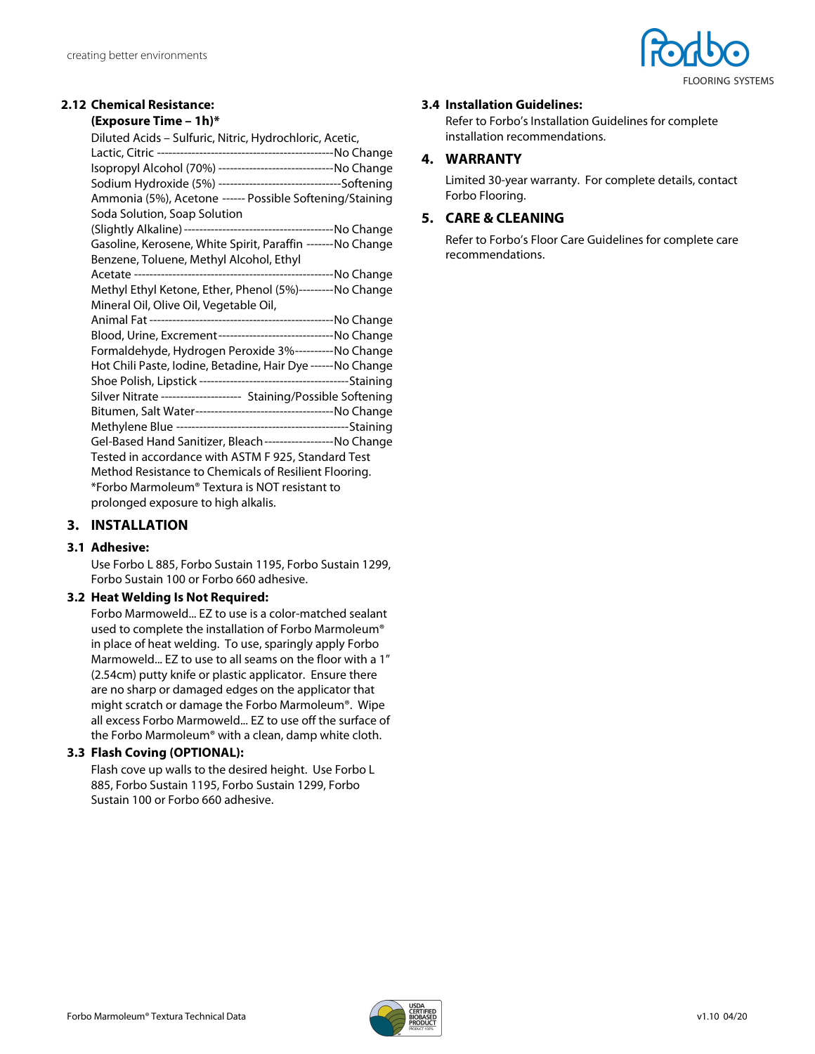## 2.12 Chemical Resistance:

**(Exposure Time – 1h)***

Diluted Acids – Sulfuric, Nitric, Hydrochloric, Acetic, Lactic, Citric ---------------------------------------------No Change
Isopropyl Alcohol (70%) ------------------------------No Change
Sodium Hydroxide (5%) --------------------------------Softening
Ammonia (5%), Acetone ------ Possible Softening/Staining
Soda Solution, Soap Solution (Slightly Alkaline) ---------------------------------------No Change
Gasoline, Kerosene, White Spirit, Paraffin -------No Change
Benzene, Toluene, Methyl Alcohol, Ethyl Acetate ----------------------------------------------------No Change
Methyl Ethyl Ketone, Ether, Phenol (5%)---------No Change
Mineral Oil, Olive Oil, Vegetable Oil, Animal Fat ------------------------------------------------No Change
Blood, Urine, Excrement------------------------------No Change
Formaldehyde, Hydrogen Peroxide 3%----------No Change
Hot Chili Paste, Iodine, Betadine, Hair Dye ------No Change
Shoe Polish, Lipstick ---------------------------------------Staining
Silver Nitrate --------------------- Staining/Possible Softening
Bitumen, Salt Water------------------------------------No Change
Methylene Blue --------------------------------------------Staining
Gel-Based Hand Sanitizer, Bleach------------------No Change

Tested in accordance with ASTM F 925, Standard Test Method Resistance to Chemicals of Resilient Flooring.
*Forbo Marmoleum® Textura is NOT resistant to prolonged exposure to high alkalis.

# 3. INSTALLATION

## 3.1 Adhesive:

Use Forbo L 885, Forbo Sustain 1195, Forbo Sustain 1299, Forbo Sustain 100 or Forbo 660 adhesive.

## 3.2 Heat Welding Is Not Required:

Forbo Marmoweld... EZ to use is a color-matched sealant used to complete the installation of Forbo Marmoleum® in place of heat welding. To use, sparingly apply Forbo Marmoweld... EZ to use to all seams on the floor with a 1" (2.54cm) putty knife or plastic applicator. Ensure there are no sharp or damaged edges on the applicator that might scratch or damage the Forbo Marmoleum®. Wipe all excess Forbo Marmoweld... EZ to use off the surface of the Forbo Marmoleum® with a clean, damp white cloth.

## 3.3 Flash Coving (OPTIONAL):

Flash cove up walls to the desired height. Use Forbo L 885, Forbo Sustain 1195, Forbo Sustain 1299, Forbo Sustain 100 or Forbo 660 adhesive.

## 3.4 Installation Guidelines:

Refer to Forbo's Installation Guidelines for complete installation recommendations.

# 4. WARRANTY

Limited 30-year warranty. For complete details, contact Forbo Flooring.

# 5. CARE & CLEANING

Refer to Forbo's Floor Care Guidelines for complete care recommendations.